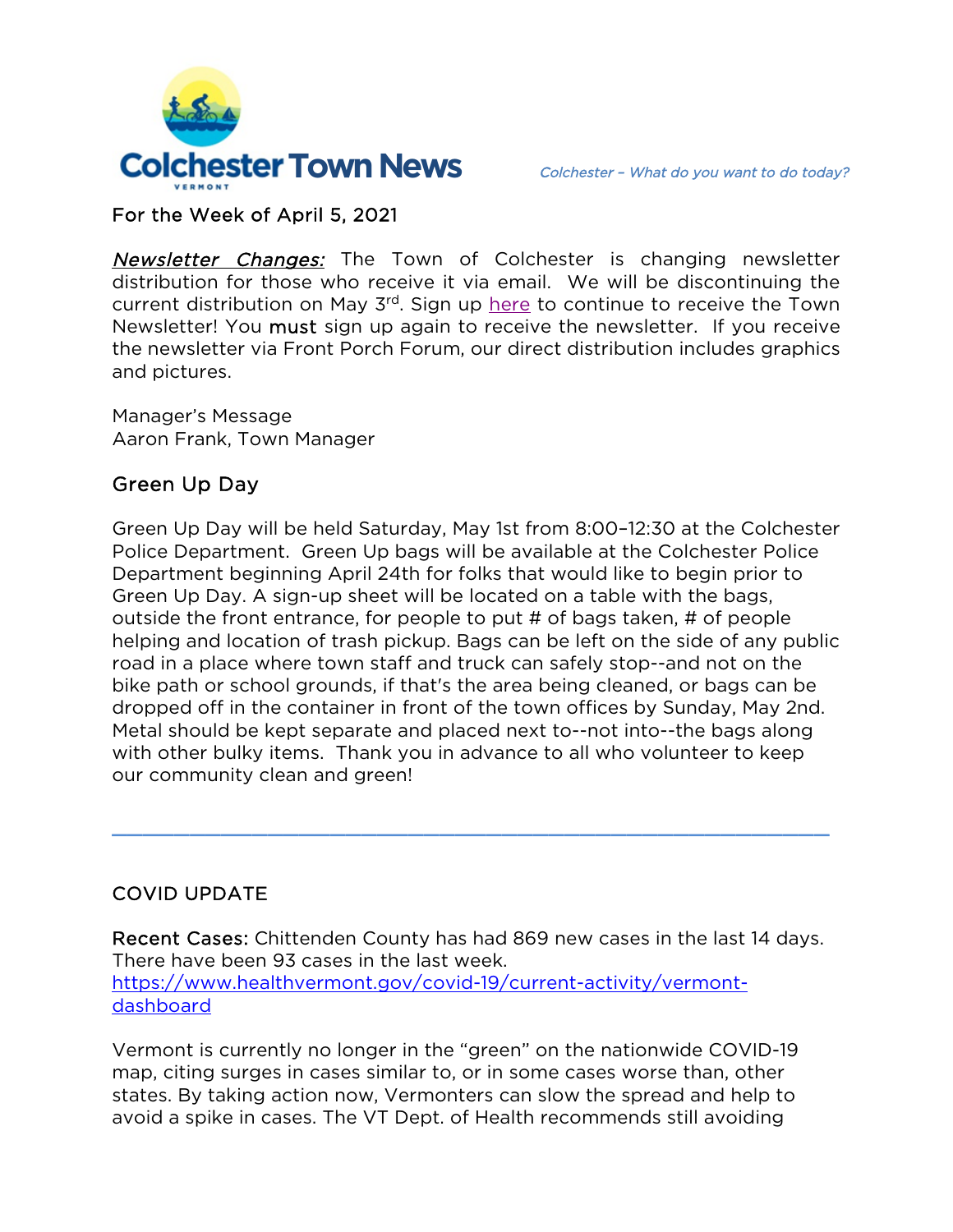# Colchester Town News

*Colchester – What do you want to do today?*

For the Week of April 5, 2021

***Newsletter Changes:*** The Town of Colchester is changing newsletter distribution for those who receive it via email. We will be discontinuing the current distribution on May 3rd. Sign up here to continue to receive the Town Newsletter! You **must** sign up again to receive the newsletter. If you receive the newsletter via Front Porch Forum, our direct distribution includes graphics and pictures.

Manager's Message
Aaron Frank, Town Manager

## Green Up Day

Green Up Day will be held Saturday, May 1st from 8:00–12:30 at the Colchester Police Department. Green Up bags will be available at the Colchester Police Department beginning April 24th for folks that would like to begin prior to Green Up Day. A sign-up sheet will be located on a table with the bags, outside the front entrance, for people to put # of bags taken, # of people helping and location of trash pickup. Bags can be left on the side of any public road in a place where town staff and truck can safely stop--and not on the bike path or school grounds, if that's the area being cleaned, or bags can be dropped off in the container in front of the town offices by Sunday, May 2nd. Metal should be kept separate and placed next to--not into--the bags along with other bulky items. Thank you in advance to all who volunteer to keep our community clean and green!

---

## COVID UPDATE

**Recent Cases:** Chittenden County has had 869 new cases in the last 14 days. There have been 93 cases in the last week.
https://www.healthvermont.gov/covid-19/current-activity/vermont-dashboard

Vermont is currently no longer in the "green" on the nationwide COVID-19 map, citing surges in cases similar to, or in some cases worse than, other states. By taking action now, Vermonters can slow the spread and help to avoid a spike in cases. The VT Dept. of Health recommends still avoiding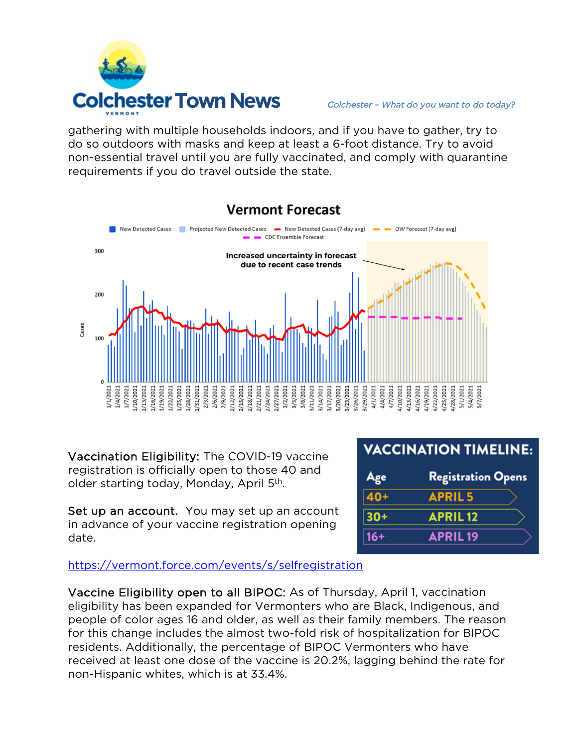gathering with multiple households indoors, and if you have to gather, try to do so outdoors with masks and keep at least a 6-foot distance. Try to avoid non-essential travel until you are fully vaccinated, and comply with quarantine requirements if you do travel outside the state.

Vaccination Eligibility: The COVID-19 vaccine registration is officially open to those 40 and older starting today, Monday, April 5th.

Set up an account. You may set up an account in advance of your vaccine registration opening date.

**VACCINATION TIMELINE:**

| Age | Registration Opens |
|---|---|
| 40+ | APRIL 5 |
| 30+ | APRIL 12 |
| 16+ | APRIL 19 |

https://vermont.force.com/events/s/selfregistration

Vaccine Eligibility open to all BIPOC: As of Thursday, April 1, vaccination eligibility has been expanded for Vermonters who are Black, Indigenous, and people of color ages 16 and older, as well as their family members. The reason for this change includes the almost two-fold risk of hospitalization for BIPOC residents. Additionally, the percentage of BIPOC Vermonters who have received at least one dose of the vaccine is 20.2%, lagging behind the rate for non-Hispanic whites, which is at 33.4%.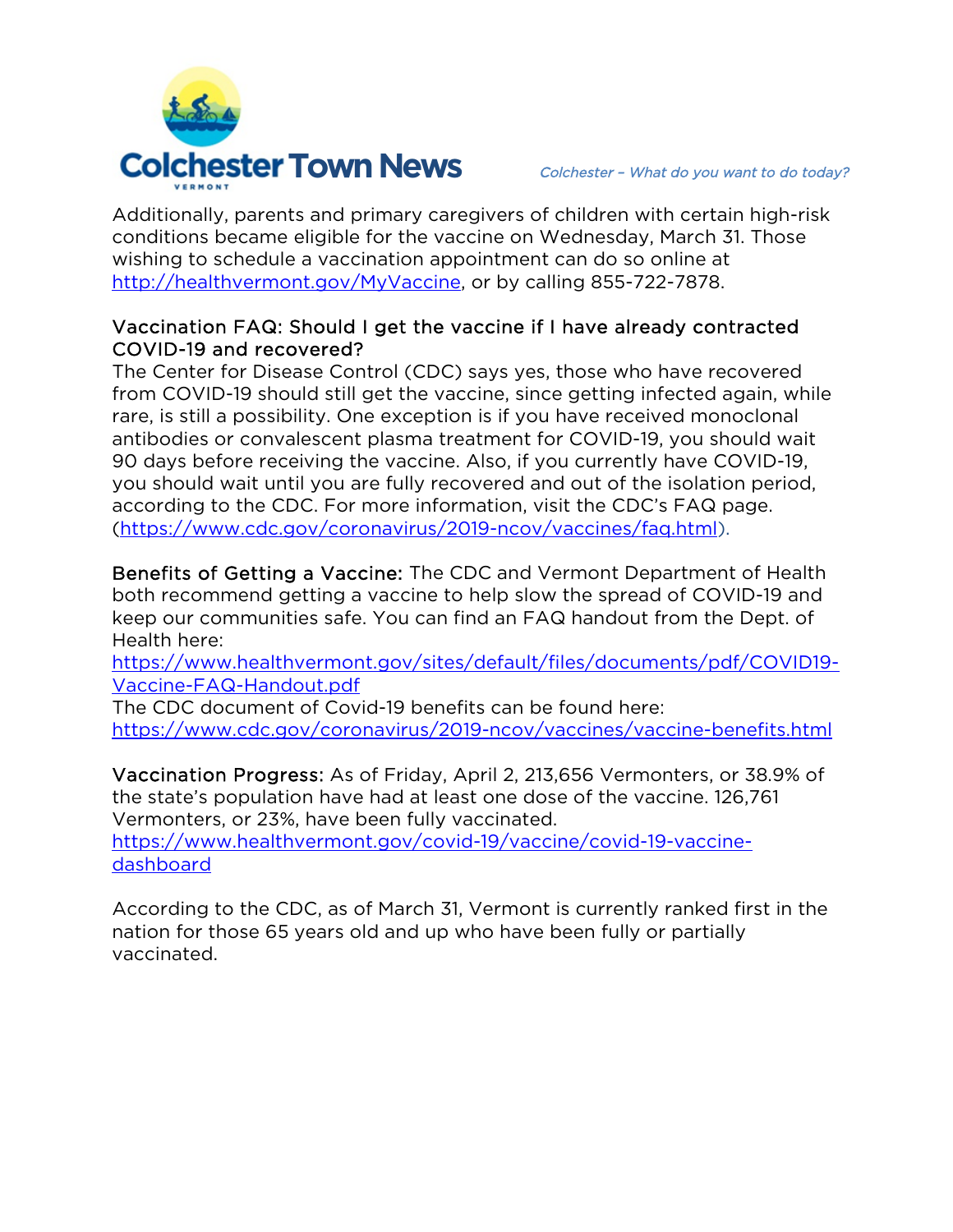Additionally, parents and primary caregivers of children with certain high-risk conditions became eligible for the vaccine on Wednesday, March 31. Those wishing to schedule a vaccination appointment can do so online at http://healthvermont.gov/MyVaccine, or by calling 855-722-7878.

Vaccination FAQ: Should I get the vaccine if I have already contracted COVID-19 and recovered?
The Center for Disease Control (CDC) says yes, those who have recovered from COVID-19 should still get the vaccine, since getting infected again, while rare, is still a possibility. One exception is if you have received monoclonal antibodies or convalescent plasma treatment for COVID-19, you should wait 90 days before receiving the vaccine. Also, if you currently have COVID-19, you should wait until you are fully recovered and out of the isolation period, according to the CDC. For more information, visit the CDC's FAQ page. (https://www.cdc.gov/coronavirus/2019-ncov/vaccines/faq.html).

Benefits of Getting a Vaccine: The CDC and Vermont Department of Health both recommend getting a vaccine to help slow the spread of COVID-19 and keep our communities safe. You can find an FAQ handout from the Dept. of Health here:
https://www.healthvermont.gov/sites/default/files/documents/pdf/COVID19-Vaccine-FAQ-Handout.pdf
The CDC document of Covid-19 benefits can be found here:
https://www.cdc.gov/coronavirus/2019-ncov/vaccines/vaccine-benefits.html

Vaccination Progress: As of Friday, April 2, 213,656 Vermonters, or 38.9% of the state's population have had at least one dose of the vaccine. 126,761 Vermonters, or 23%, have been fully vaccinated.
https://www.healthvermont.gov/covid-19/vaccine/covid-19-vaccine-dashboard

According to the CDC, as of March 31, Vermont is currently ranked first in the nation for those 65 years old and up who have been fully or partially vaccinated.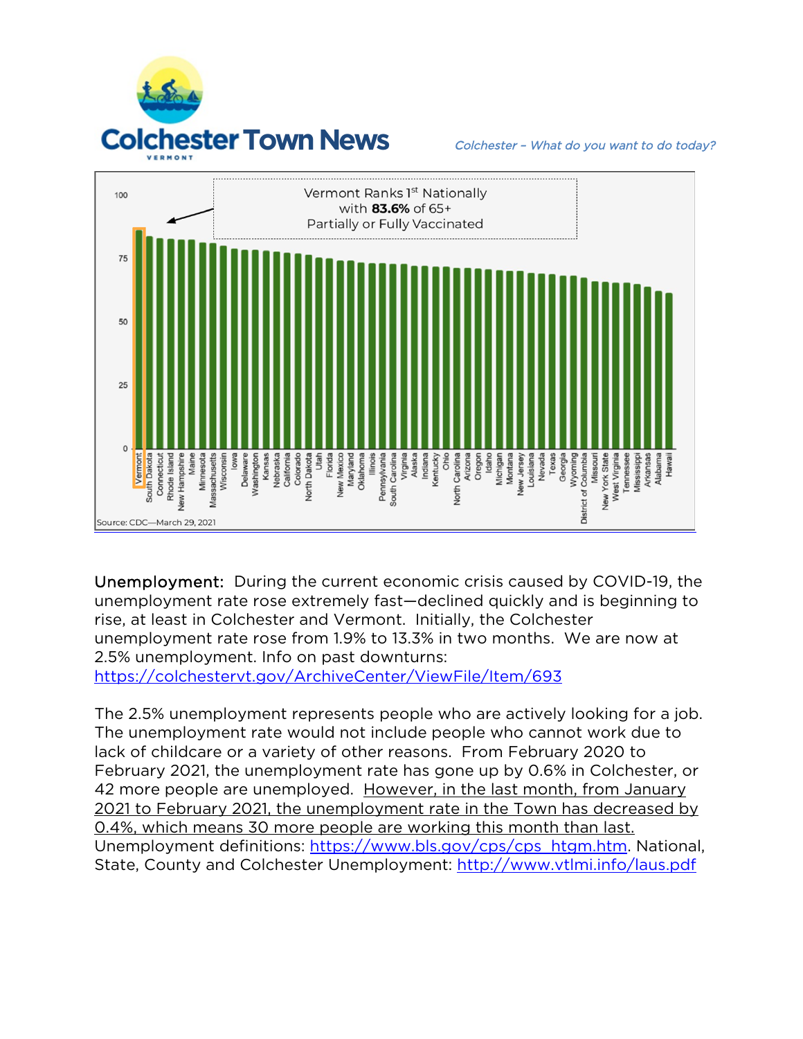# Colchester Town News

VERMONT

*Colchester – What do you want to do today?*

Vermont Ranks 1st Nationally with **83.6%** of 65+ Partially or Fully Vaccinated

Source: CDC—March 29, 2021

Unemployment: During the current economic crisis caused by COVID-19, the unemployment rate rose extremely fast—declined quickly and is beginning to rise, at least in Colchester and Vermont. Initially, the Colchester unemployment rate rose from 1.9% to 13.3% in two months. We are now at 2.5% unemployment. Info on past downturns: https://colchestervt.gov/ArchiveCenter/ViewFile/Item/693

The 2.5% unemployment represents people who are actively looking for a job. The unemployment rate would not include people who cannot work due to lack of childcare or a variety of other reasons. From February 2020 to February 2021, the unemployment rate has gone up by 0.6% in Colchester, or 42 more people are unemployed. However, in the last month, from January 2021 to February 2021, the unemployment rate in the Town has decreased by 0.4%, which means 30 more people are working this month than last. Unemployment definitions: https://www.bls.gov/cps/cps_htgm.htm. National, State, County and Colchester Unemployment: http://www.vtlmi.info/laus.pdf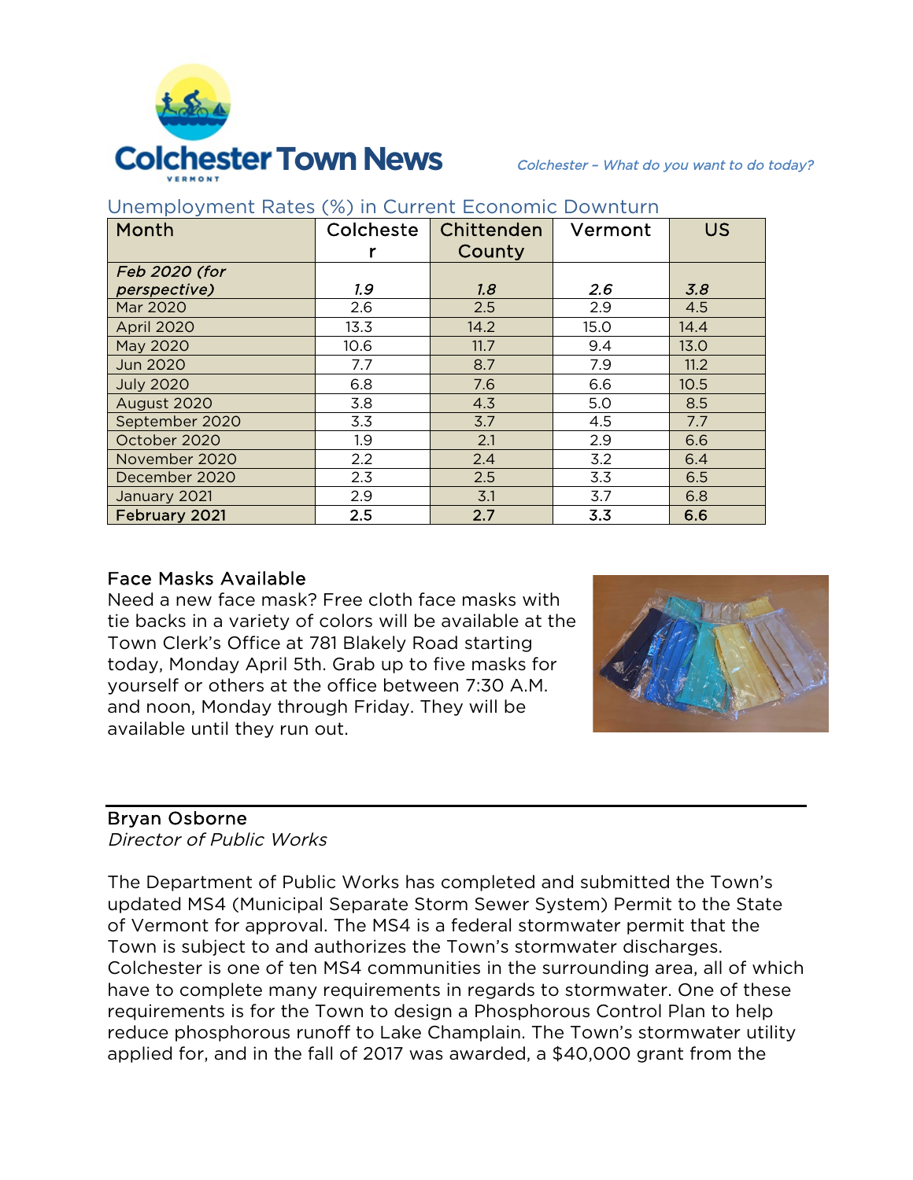# Colchester Town News

*Colchester – What do you want to do today?*

## Unemployment Rates (%) in Current Economic Downturn

| Month | Colchester | Chittenden County | Vermont | US |
|---|---|---|---|---|
| *Feb 2020 (for perspective)* | *1.9* | *1.8* | *2.6* | *3.8* |
| Mar 2020 | 2.6 | 2.5 | 2.9 | 4.5 |
| April 2020 | 13.3 | 14.2 | 15.0 | 14.4 |
| May 2020 | 10.6 | 11.7 | 9.4 | 13.0 |
| Jun 2020 | 7.7 | 8.7 | 7.9 | 11.2 |
| July 2020 | 6.8 | 7.6 | 6.6 | 10.5 |
| August 2020 | 3.8 | 4.3 | 5.0 | 8.5 |
| September 2020 | 3.3 | 3.7 | 4.5 | 7.7 |
| October 2020 | 1.9 | 2.1 | 2.9 | 6.6 |
| November 2020 | 2.2 | 2.4 | 3.2 | 6.4 |
| December 2020 | 2.3 | 2.5 | 3.3 | 6.5 |
| January 2021 | 2.9 | 3.1 | 3.7 | 6.8 |
| **February 2021** | **2.5** | **2.7** | **3.3** | **6.6** |

## Face Masks Available

Need a new face mask? Free cloth face masks with tie backs in a variety of colors will be available at the Town Clerk's Office at 781 Blakely Road starting today, Monday April 5th. Grab up to five masks for yourself or others at the office between 7:30 A.M. and noon, Monday through Friday. They will be available until they run out.

---

## Bryan Osborne

*Director of Public Works*

The Department of Public Works has completed and submitted the Town's updated MS4 (Municipal Separate Storm Sewer System) Permit to the State of Vermont for approval. The MS4 is a federal stormwater permit that the Town is subject to and authorizes the Town's stormwater discharges. Colchester is one of ten MS4 communities in the surrounding area, all of which have to complete many requirements in regards to stormwater. One of these requirements is for the Town to design a Phosphorous Control Plan to help reduce phosphorous runoff to Lake Champlain. The Town's stormwater utility applied for, and in the fall of 2017 was awarded, a $40,000 grant from the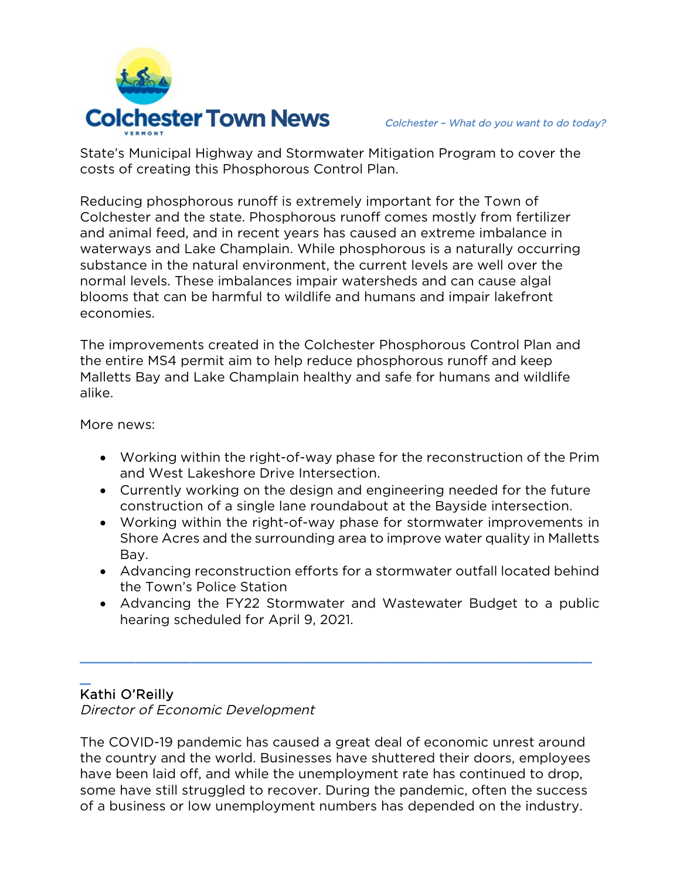State's Municipal Highway and Stormwater Mitigation Program to cover the costs of creating this Phosphorous Control Plan.

Reducing phosphorous runoff is extremely important for the Town of Colchester and the state. Phosphorous runoff comes mostly from fertilizer and animal feed, and in recent years has caused an extreme imbalance in waterways and Lake Champlain. While phosphorous is a naturally occurring substance in the natural environment, the current levels are well over the normal levels. These imbalances impair watersheds and can cause algal blooms that can be harmful to wildlife and humans and impair lakefront economies.

The improvements created in the Colchester Phosphorous Control Plan and the entire MS4 permit aim to help reduce phosphorous runoff and keep Malletts Bay and Lake Champlain healthy and safe for humans and wildlife alike.

More news:

- Working within the right-of-way phase for the reconstruction of the Prim and West Lakeshore Drive Intersection.
- Currently working on the design and engineering needed for the future construction of a single lane roundabout at the Bayside intersection.
- Working within the right-of-way phase for stormwater improvements in Shore Acres and the surrounding area to improve water quality in Malletts Bay.
- Advancing reconstruction efforts for a stormwater outfall located behind the Town's Police Station
- Advancing the FY22 Stormwater and Wastewater Budget to a public hearing scheduled for April 9, 2021.

---

Kathi O'Reilly
*Director of Economic Development*

The COVID-19 pandemic has caused a great deal of economic unrest around the country and the world. Businesses have shuttered their doors, employees have been laid off, and while the unemployment rate has continued to drop, some have still struggled to recover. During the pandemic, often the success of a business or low unemployment numbers has depended on the industry.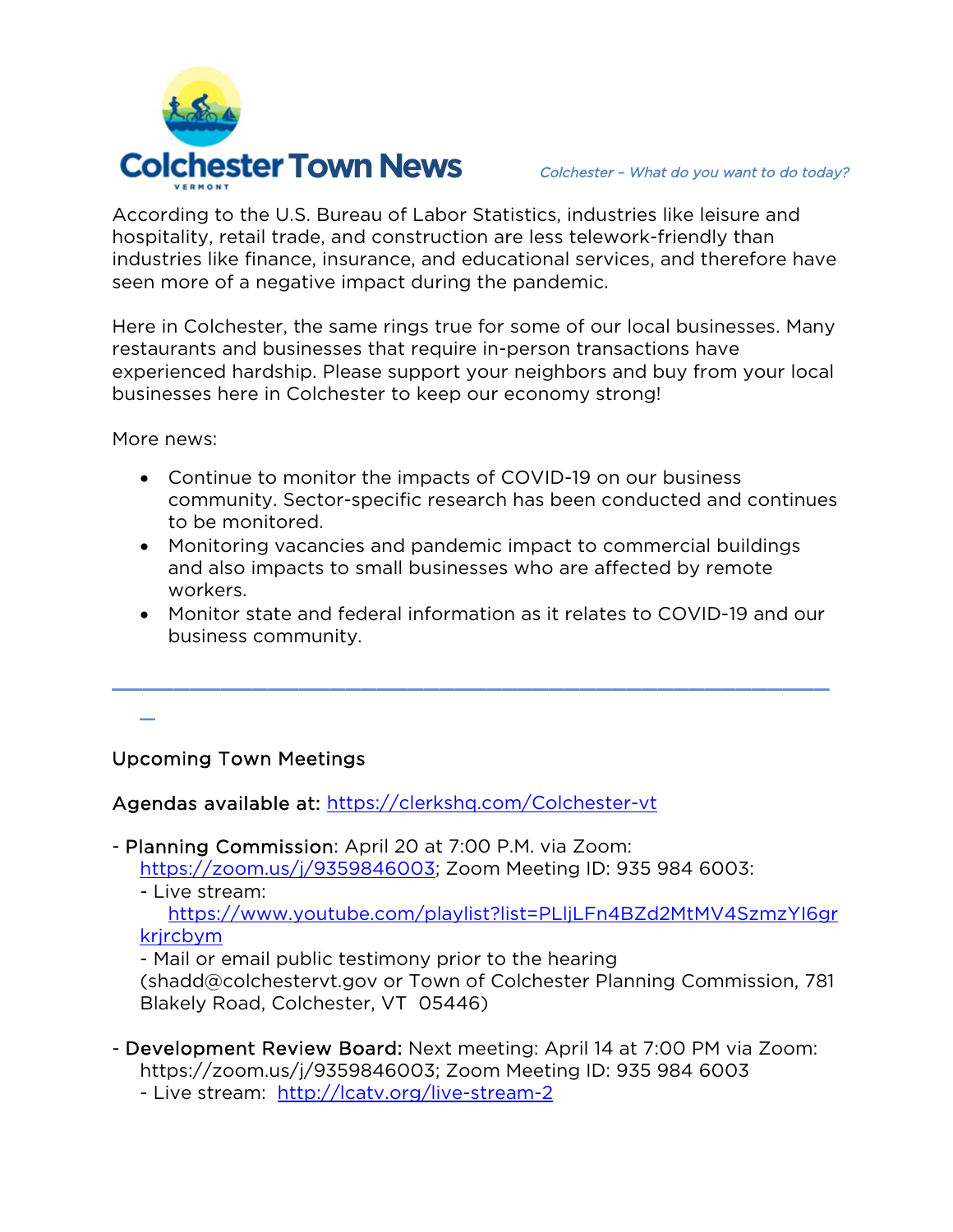According to the U.S. Bureau of Labor Statistics, industries like leisure and hospitality, retail trade, and construction are less telework-friendly than industries like finance, insurance, and educational services, and therefore have seen more of a negative impact during the pandemic.

Here in Colchester, the same rings true for some of our local businesses. Many restaurants and businesses that require in-person transactions have experienced hardship. Please support your neighbors and buy from your local businesses here in Colchester to keep our economy strong!

More news:

- Continue to monitor the impacts of COVID-19 on our business community. Sector-specific research has been conducted and continues to be monitored.
- Monitoring vacancies and pandemic impact to commercial buildings and also impacts to small businesses who are affected by remote workers.
- Monitor state and federal information as it relates to COVID-19 and our business community.

---

## Upcoming Town Meetings

**Agendas available at:** https://clerkshq.com/Colchester-vt

- **Planning Commission**: April 20 at 7:00 P.M. via Zoom: https://zoom.us/j/9359846003; Zoom Meeting ID: 935 984 6003:
  - Live stream: https://www.youtube.com/playlist?list=PLljLFn4BZd2MtMV4SzmzYI6grkrjrcbym
  - Mail or email public testimony prior to the hearing (shadd@colchestervt.gov or Town of Colchester Planning Commission, 781 Blakely Road, Colchester, VT 05446)

- **Development Review Board:** Next meeting: April 14 at 7:00 PM via Zoom: https://zoom.us/j/9359846003; Zoom Meeting ID: 935 984 6003
  - Live stream: http://lcatv.org/live-stream-2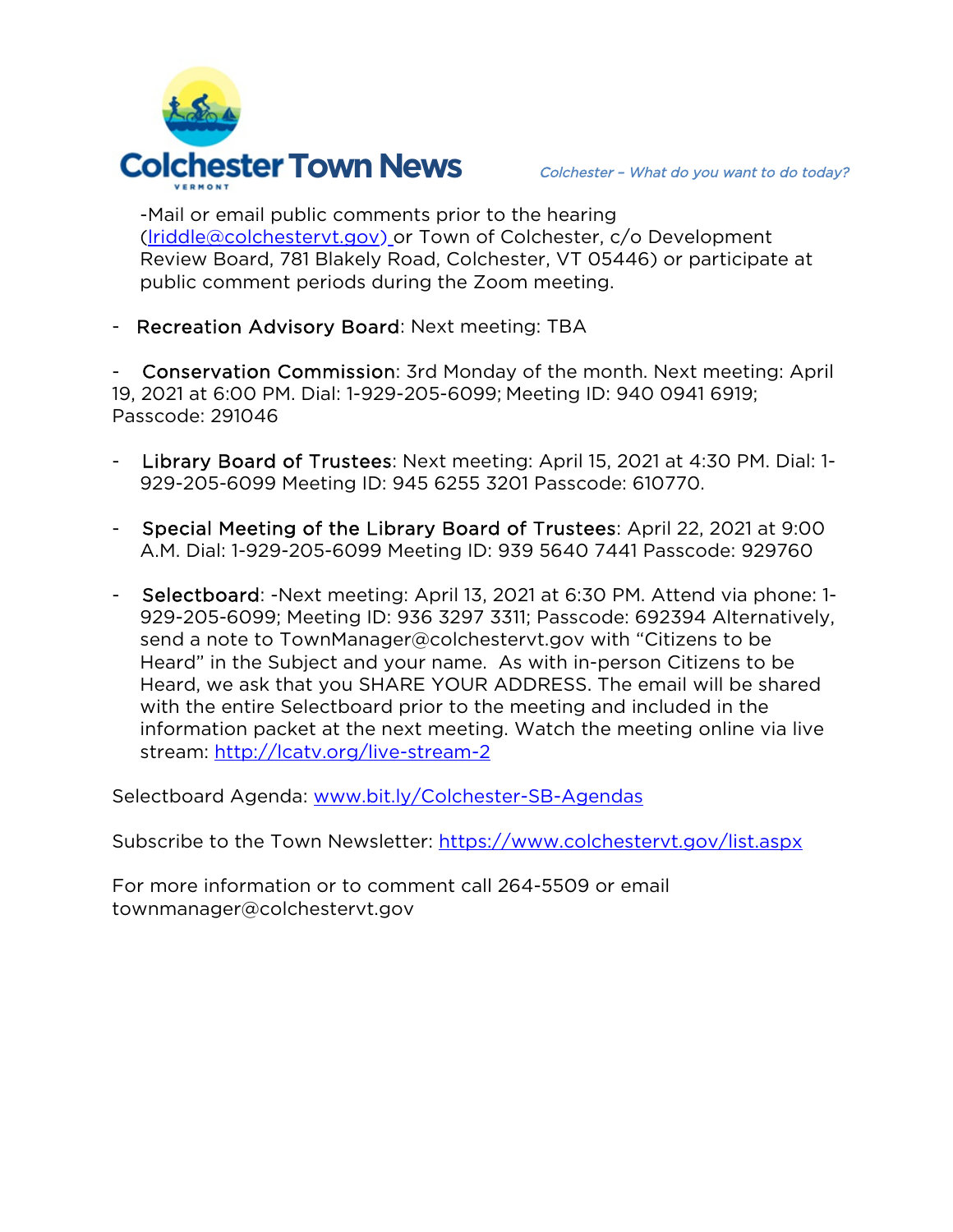-Mail or email public comments prior to the hearing (lriddle@colchestervt.gov) or Town of Colchester, c/o Development Review Board, 781 Blakely Road, Colchester, VT 05446) or participate at public comment periods during the Zoom meeting.

- Recreation Advisory Board: Next meeting: TBA

- Conservation Commission: 3rd Monday of the month. Next meeting: April 19, 2021 at 6:00 PM. Dial: 1-929-205-6099; Meeting ID: 940 0941 6919; Passcode: 291046

- Library Board of Trustees: Next meeting: April 15, 2021 at 4:30 PM. Dial: 1-929-205-6099 Meeting ID: 945 6255 3201 Passcode: 610770.

- Special Meeting of the Library Board of Trustees: April 22, 2021 at 9:00 A.M. Dial: 1-929-205-6099 Meeting ID: 939 5640 7441 Passcode: 929760

- Selectboard: -Next meeting: April 13, 2021 at 6:30 PM. Attend via phone: 1-929-205-6099; Meeting ID: 936 3297 3311; Passcode: 692394 Alternatively, send a note to TownManager@colchestervt.gov with "Citizens to be Heard" in the Subject and your name. As with in-person Citizens to be Heard, we ask that you SHARE YOUR ADDRESS. The email will be shared with the entire Selectboard prior to the meeting and included in the information packet at the next meeting. Watch the meeting online via live stream: http://lcatv.org/live-stream-2

Selectboard Agenda: www.bit.ly/Colchester-SB-Agendas

Subscribe to the Town Newsletter: https://www.colchestervt.gov/list.aspx

For more information or to comment call 264-5509 or email townmanager@colchestervt.gov